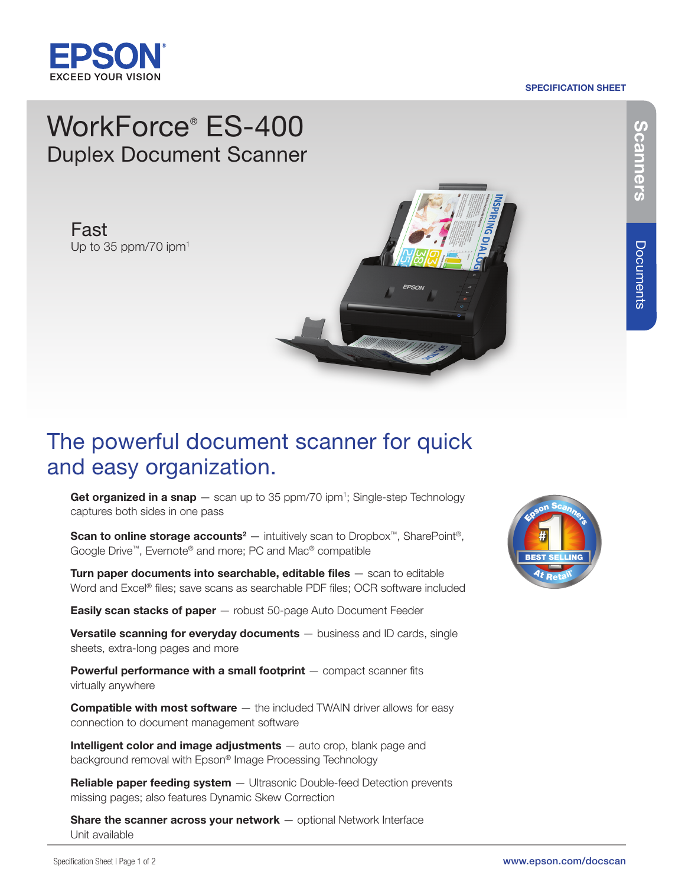EPSON

EXCEED YOUR VISION

SPECIFICATION SHEET

# WorkForce® ES-400

## Duplex Document Scanner

Scanners | Documents

**Fast**

Up to 35 ppm/70 ipm[1]

## The powerful document scanner for quick and easy organization.

**Get organized in a snap** — scan up to 35 ppm/70 ipm[1]; Single-step Technology captures both sides in one pass

**Scan to online storage accounts[2]** — intuitively scan to Dropbox™, SharePoint®, Google Drive™, Evernote® and more; PC and Mac® compatible

**Turn paper documents into searchable, editable files** — scan to editable Word and Excel® files; save scans as searchable PDF files; OCR software included

**Easily scan stacks of paper** — robust 50-page Auto Document Feeder

**Versatile scanning for everyday documents** — business and ID cards, single sheets, extra-long pages and more

**Powerful performance with a small footprint** — compact scanner fits virtually anywhere

**Compatible with most software** — the included TWAIN driver allows for easy connection to document management software

**Intelligent color and image adjustments** — auto crop, blank page and background removal with Epson® Image Processing Technology

**Reliable paper feeding system** — Ultrasonic Double-feed Detection prevents missing pages; also features Dynamic Skew Correction

**Share the scanner across your network** — optional Network Interface Unit available

Epson Scanners #1 BEST SELLING At Retail

www.epson.com/docscan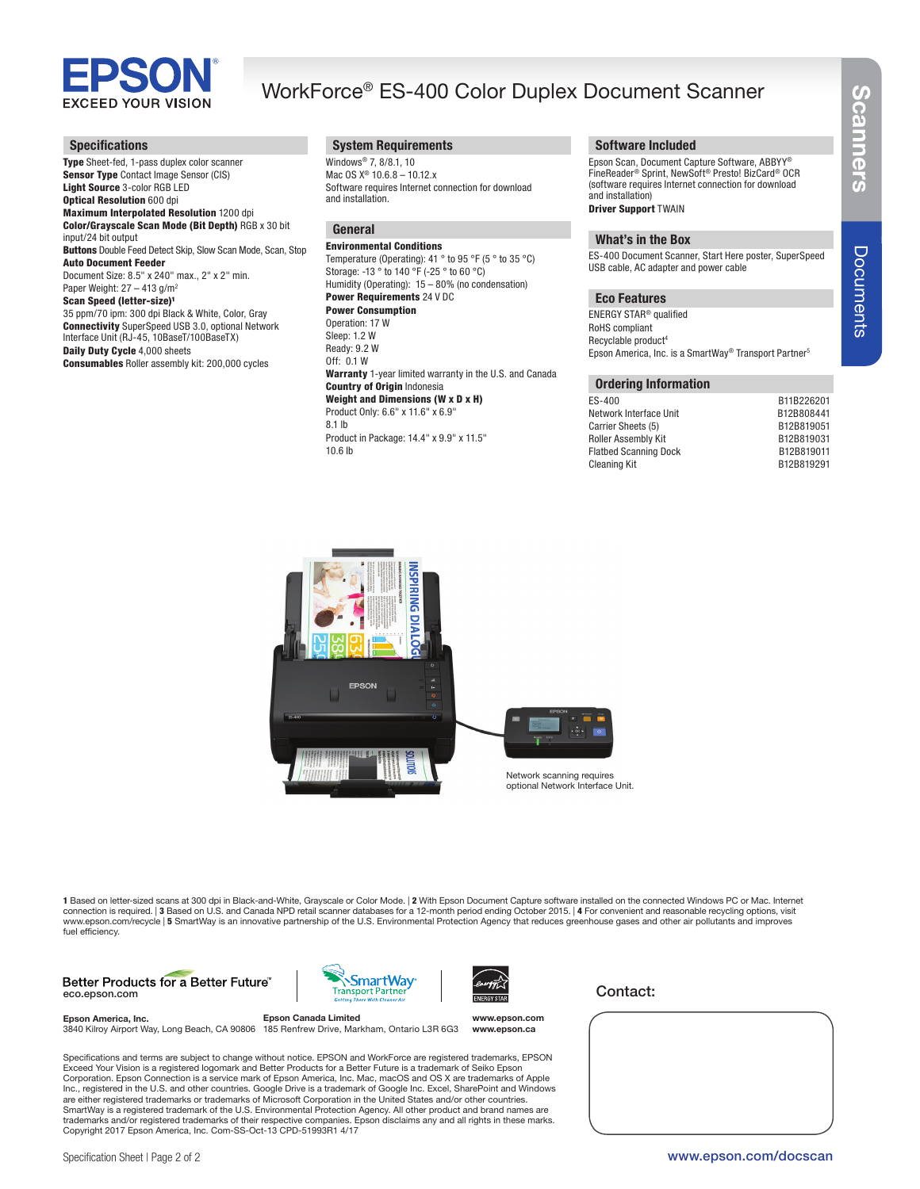# WorkForce® ES-400 Color Duplex Document Scanner

## Specifications

**Type** Sheet-fed, 1-pass duplex color scanner
**Sensor Type** Contact Image Sensor (CIS)
**Light Source** 3-color RGB LED
**Optical Resolution** 600 dpi
**Maximum Interpolated Resolution** 1200 dpi
**Color/Grayscale Scan Mode (Bit Depth)** RGB x 30 bit input/24 bit output
**Buttons** Double Feed Detect Skip, Slow Scan Mode, Scan, Stop
**Auto Document Feeder**
Document Size: 8.5" x 240" max., 2" x 2" min.
Paper Weight: 27 – 413 g/m²
**Scan Speed (letter-size)**[1]
35 ppm/70 ipm: 300 dpi Black & White, Color, Gray
**Connectivity** SuperSpeed USB 3.0, optional Network Interface Unit (RJ-45, 10BaseT/100BaseTX)
**Daily Duty Cycle** 4,000 sheets
**Consumables** Roller assembly kit: 200,000 cycles

## System Requirements

Windows® 7, 8/8.1, 10
Mac OS X® 10.6.8 – 10.12.x
Software requires Internet connection for download and installation.

## General

**Environmental Conditions**
Temperature (Operating): 41 ° to 95 °F (5 ° to 35 °C)
Storage: -13 ° to 140 °F (-25 ° to 60 °C)
Humidity (Operating): 15 – 80% (no condensation)
**Power Requirements** 24 V DC
**Power Consumption**
Operation: 17 W
Sleep: 1.2 W
Ready: 9.2 W
Off: 0.1 W
**Warranty** 1-year limited warranty in the U.S. and Canada
**Country of Origin** Indonesia
**Weight and Dimensions (W x D x H)**
Product Only: 6.6" x 11.6" x 6.9"
8.1 lb
Product in Package: 14.4" x 9.9" x 11.5"
10.6 lb

## Software Included

Epson Scan, Document Capture Software, ABBYY® FineReader® Sprint, NewSoft® Presto! BizCard® OCR (software requires Internet connection for download and installation)
**Driver Support** TWAIN

## What's in the Box

ES-400 Document Scanner, Start Here poster, SuperSpeed USB cable, AC adapter and power cable

## Eco Features

ENERGY STAR® qualified
RoHS compliant
Recyclable product[4]
Epson America, Inc. is a SmartWay® Transport Partner[5]

## Ordering Information

| | |
|---|---|
| ES-400 | B11B226201 |
| Network Interface Unit | B12B808441 |
| Carrier Sheets (5) | B12B819051 |
| Roller Assembly Kit | B12B819031 |
| Flatbed Scanning Dock | B12B819011 |
| Cleaning Kit | B12B819291 |

Network scanning requires optional Network Interface Unit.

1 Based on letter-sized scans at 300 dpi in Black-and-White, Grayscale or Color Mode. | 2 With Epson Document Capture software installed on the connected Windows PC or Mac. Internet connection is required. | 3 Based on U.S. and Canada NPD retail scanner databases for a 12-month period ending October 2015. | 4 For convenient and reasonable recycling options, visit www.epson.com/recycle | 5 SmartWay is an innovative partnership of the U.S. Environmental Protection Agency that reduces greenhouse gases and other air pollutants and improves fuel efficiency.

Better Products for a Better Future™
eco.epson.com

Contact:

**Epson America, Inc.**
3840 Kilroy Airport Way, Long Beach, CA 90806

**Epson Canada Limited**
185 Renfrew Drive, Markham, Ontario L3R 6G3

**www.epson.com**
**www.epson.ca**

Specifications and terms are subject to change without notice. EPSON and WorkForce are registered trademarks, EPSON Exceed Your Vision is a registered logomark and Better Products for a Better Future is a trademark of Seiko Epson Corporation. Epson Connection is a service mark of Epson America, Inc. Mac, macOS and OS X are trademarks of Apple Inc., registered in the U.S. and other countries. Google Drive is a trademark of Google Inc. Excel, SharePoint and Windows are either registered trademarks or trademarks of Microsoft Corporation in the United States and/or other countries. SmartWay is a registered trademark of the U.S. Environmental Protection Agency. All other product and brand names are trademarks and/or registered trademarks of their respective companies. Epson disclaims any and all rights in these marks. Copyright 2017 Epson America, Inc. Com-SS-Oct-13 CPD-51993R1 4/17

www.epson.com/docscan